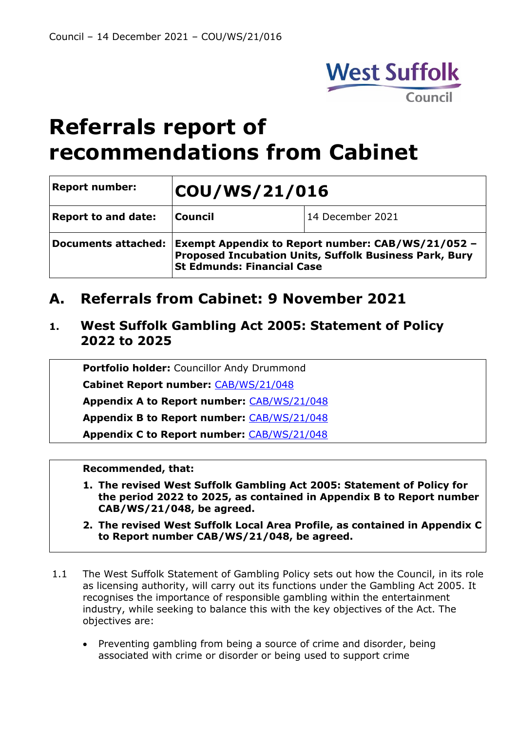# Referrals report of recommendations from Cabinet

| Report number: | COU/WS/21/016 | |
|---|---|---|
| Report to and date: | Council | 14 December 2021 |
| Documents attached: | Exempt Appendix to Report number: CAB/WS/21/052 – Proposed Incubation Units, Suffolk Business Park, Bury St Edmunds: Financial Case | |

## A. Referrals from Cabinet: 9 November 2021

### 1. West Suffolk Gambling Act 2005: Statement of Policy 2022 to 2025

**Portfolio holder:** Councillor Andy Drummond

**Cabinet Report number:** CAB/WS/21/048

**Appendix A to Report number:** CAB/WS/21/048

**Appendix B to Report number:** CAB/WS/21/048

**Appendix C to Report number:** CAB/WS/21/048

**Recommended, that:**

1. **The revised West Suffolk Gambling Act 2005: Statement of Policy for the period 2022 to 2025, as contained in Appendix B to Report number CAB/WS/21/048, be agreed.**
2. **The revised West Suffolk Local Area Profile, as contained in Appendix C to Report number CAB/WS/21/048, be agreed.**

1.1 The West Suffolk Statement of Gambling Policy sets out how the Council, in its role as licensing authority, will carry out its functions under the Gambling Act 2005. It recognises the importance of responsible gambling within the entertainment industry, while seeking to balance this with the key objectives of the Act. The objectives are:

- Preventing gambling from being a source of crime and disorder, being associated with crime or disorder or being used to support crime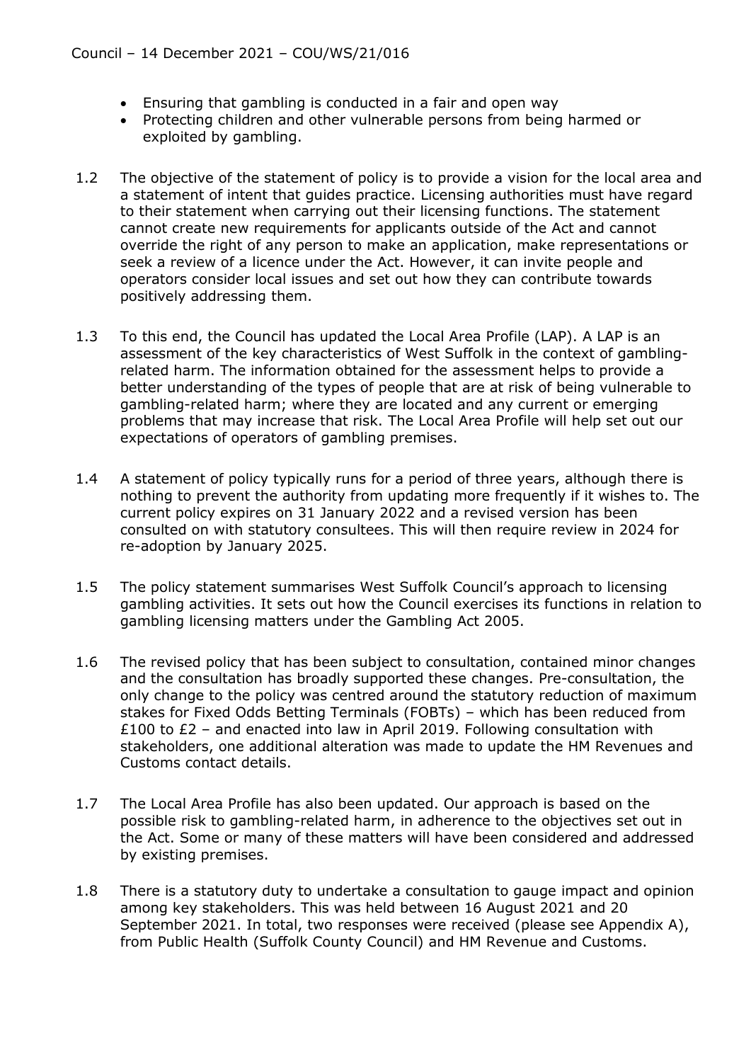- Ensuring that gambling is conducted in a fair and open way
- Protecting children and other vulnerable persons from being harmed or exploited by gambling.

1.2 The objective of the statement of policy is to provide a vision for the local area and a statement of intent that guides practice. Licensing authorities must have regard to their statement when carrying out their licensing functions. The statement cannot create new requirements for applicants outside of the Act and cannot override the right of any person to make an application, make representations or seek a review of a licence under the Act. However, it can invite people and operators consider local issues and set out how they can contribute towards positively addressing them.

1.3 To this end, the Council has updated the Local Area Profile (LAP). A LAP is an assessment of the key characteristics of West Suffolk in the context of gambling-related harm. The information obtained for the assessment helps to provide a better understanding of the types of people that are at risk of being vulnerable to gambling-related harm; where they are located and any current or emerging problems that may increase that risk. The Local Area Profile will help set out our expectations of operators of gambling premises.

1.4 A statement of policy typically runs for a period of three years, although there is nothing to prevent the authority from updating more frequently if it wishes to. The current policy expires on 31 January 2022 and a revised version has been consulted on with statutory consultees. This will then require review in 2024 for re-adoption by January 2025.

1.5 The policy statement summarises West Suffolk Council's approach to licensing gambling activities. It sets out how the Council exercises its functions in relation to gambling licensing matters under the Gambling Act 2005.

1.6 The revised policy that has been subject to consultation, contained minor changes and the consultation has broadly supported these changes. Pre-consultation, the only change to the policy was centred around the statutory reduction of maximum stakes for Fixed Odds Betting Terminals (FOBTs) – which has been reduced from £100 to £2 – and enacted into law in April 2019. Following consultation with stakeholders, one additional alteration was made to update the HM Revenues and Customs contact details.

1.7 The Local Area Profile has also been updated. Our approach is based on the possible risk to gambling-related harm, in adherence to the objectives set out in the Act. Some or many of these matters will have been considered and addressed by existing premises.

1.8 There is a statutory duty to undertake a consultation to gauge impact and opinion among key stakeholders. This was held between 16 August 2021 and 20 September 2021. In total, two responses were received (please see Appendix A), from Public Health (Suffolk County Council) and HM Revenue and Customs.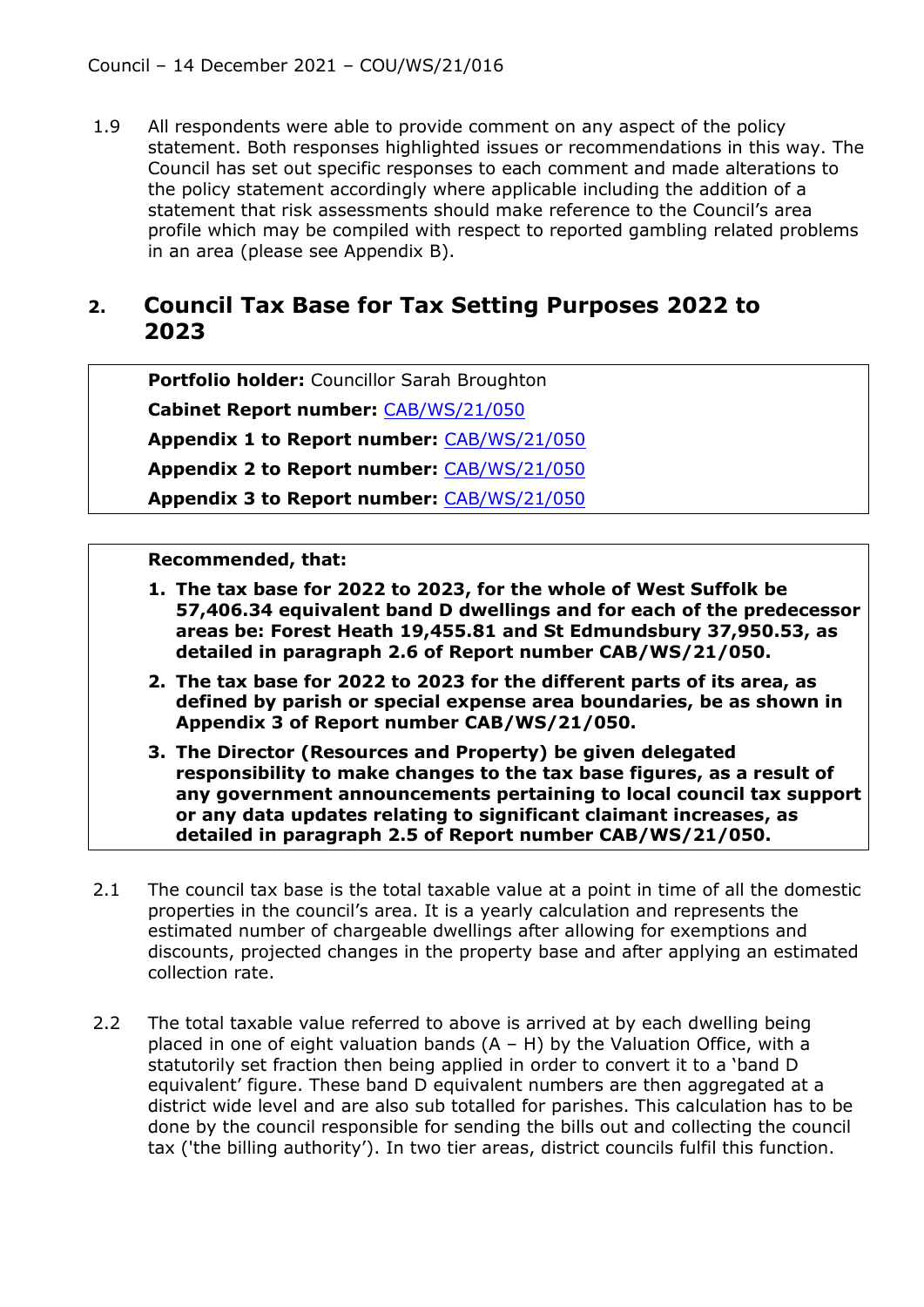1.9 All respondents were able to provide comment on any aspect of the policy statement. Both responses highlighted issues or recommendations in this way. The Council has set out specific responses to each comment and made alterations to the policy statement accordingly where applicable including the addition of a statement that risk assessments should make reference to the Council's area profile which may be compiled with respect to reported gambling related problems in an area (please see Appendix B).

## 2. Council Tax Base for Tax Setting Purposes 2022 to 2023

**Portfolio holder:** Councillor Sarah Broughton

**Cabinet Report number:** CAB/WS/21/050

**Appendix 1 to Report number:** CAB/WS/21/050

**Appendix 2 to Report number:** CAB/WS/21/050

**Appendix 3 to Report number:** CAB/WS/21/050

**Recommended, that:**

1. **The tax base for 2022 to 2023, for the whole of West Suffolk be 57,406.34 equivalent band D dwellings and for each of the predecessor areas be: Forest Heath 19,455.81 and St Edmundsbury 37,950.53, as detailed in paragraph 2.6 of Report number CAB/WS/21/050.**
2. **The tax base for 2022 to 2023 for the different parts of its area, as defined by parish or special expense area boundaries, be as shown in Appendix 3 of Report number CAB/WS/21/050.**
3. **The Director (Resources and Property) be given delegated responsibility to make changes to the tax base figures, as a result of any government announcements pertaining to local council tax support or any data updates relating to significant claimant increases, as detailed in paragraph 2.5 of Report number CAB/WS/21/050.**

2.1 The council tax base is the total taxable value at a point in time of all the domestic properties in the council's area. It is a yearly calculation and represents the estimated number of chargeable dwellings after allowing for exemptions and discounts, projected changes in the property base and after applying an estimated collection rate.

2.2 The total taxable value referred to above is arrived at by each dwelling being placed in one of eight valuation bands (A – H) by the Valuation Office, with a statutorily set fraction then being applied in order to convert it to a 'band D equivalent' figure. These band D equivalent numbers are then aggregated at a district wide level and are also sub totalled for parishes. This calculation has to be done by the council responsible for sending the bills out and collecting the council tax ('the billing authority'). In two tier areas, district councils fulfil this function.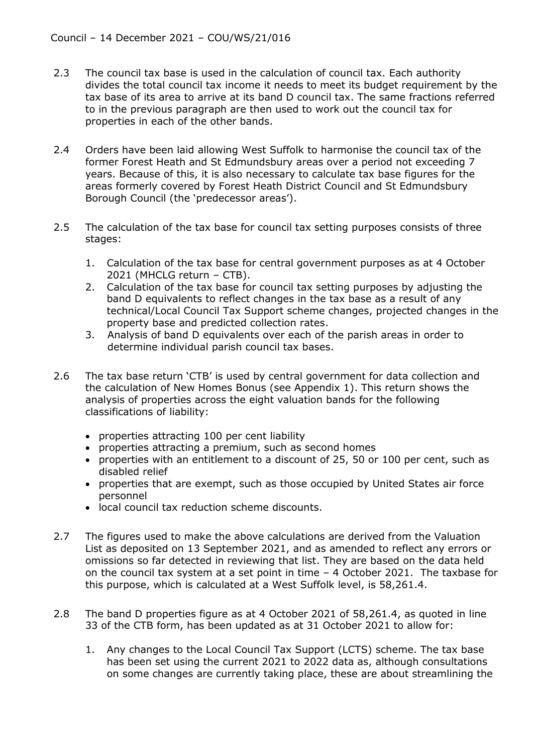2.3 The council tax base is used in the calculation of council tax. Each authority divides the total council tax income it needs to meet its budget requirement by the tax base of its area to arrive at its band D council tax. The same fractions referred to in the previous paragraph are then used to work out the council tax for properties in each of the other bands.

2.4 Orders have been laid allowing West Suffolk to harmonise the council tax of the former Forest Heath and St Edmundsbury areas over a period not exceeding 7 years. Because of this, it is also necessary to calculate tax base figures for the areas formerly covered by Forest Heath District Council and St Edmundsbury Borough Council (the 'predecessor areas').

2.5 The calculation of the tax base for council tax setting purposes consists of three stages:

1. Calculation of the tax base for central government purposes as at 4 October 2021 (MHCLG return – CTB).
2. Calculation of the tax base for council tax setting purposes by adjusting the band D equivalents to reflect changes in the tax base as a result of any technical/Local Council Tax Support scheme changes, projected changes in the property base and predicted collection rates.
3. Analysis of band D equivalents over each of the parish areas in order to determine individual parish council tax bases.

2.6 The tax base return 'CTB' is used by central government for data collection and the calculation of New Homes Bonus (see Appendix 1). This return shows the analysis of properties across the eight valuation bands for the following classifications of liability:

- properties attracting 100 per cent liability
- properties attracting a premium, such as second homes
- properties with an entitlement to a discount of 25, 50 or 100 per cent, such as disabled relief
- properties that are exempt, such as those occupied by United States air force personnel
- local council tax reduction scheme discounts.

2.7 The figures used to make the above calculations are derived from the Valuation List as deposited on 13 September 2021, and as amended to reflect any errors or omissions so far detected in reviewing that list. They are based on the data held on the council tax system at a set point in time – 4 October 2021. The taxbase for this purpose, which is calculated at a West Suffolk level, is 58,261.4.

2.8 The band D properties figure as at 4 October 2021 of 58,261.4, as quoted in line 33 of the CTB form, has been updated as at 31 October 2021 to allow for:

1. Any changes to the Local Council Tax Support (LCTS) scheme. The tax base has been set using the current 2021 to 2022 data as, although consultations on some changes are currently taking place, these are about streamlining the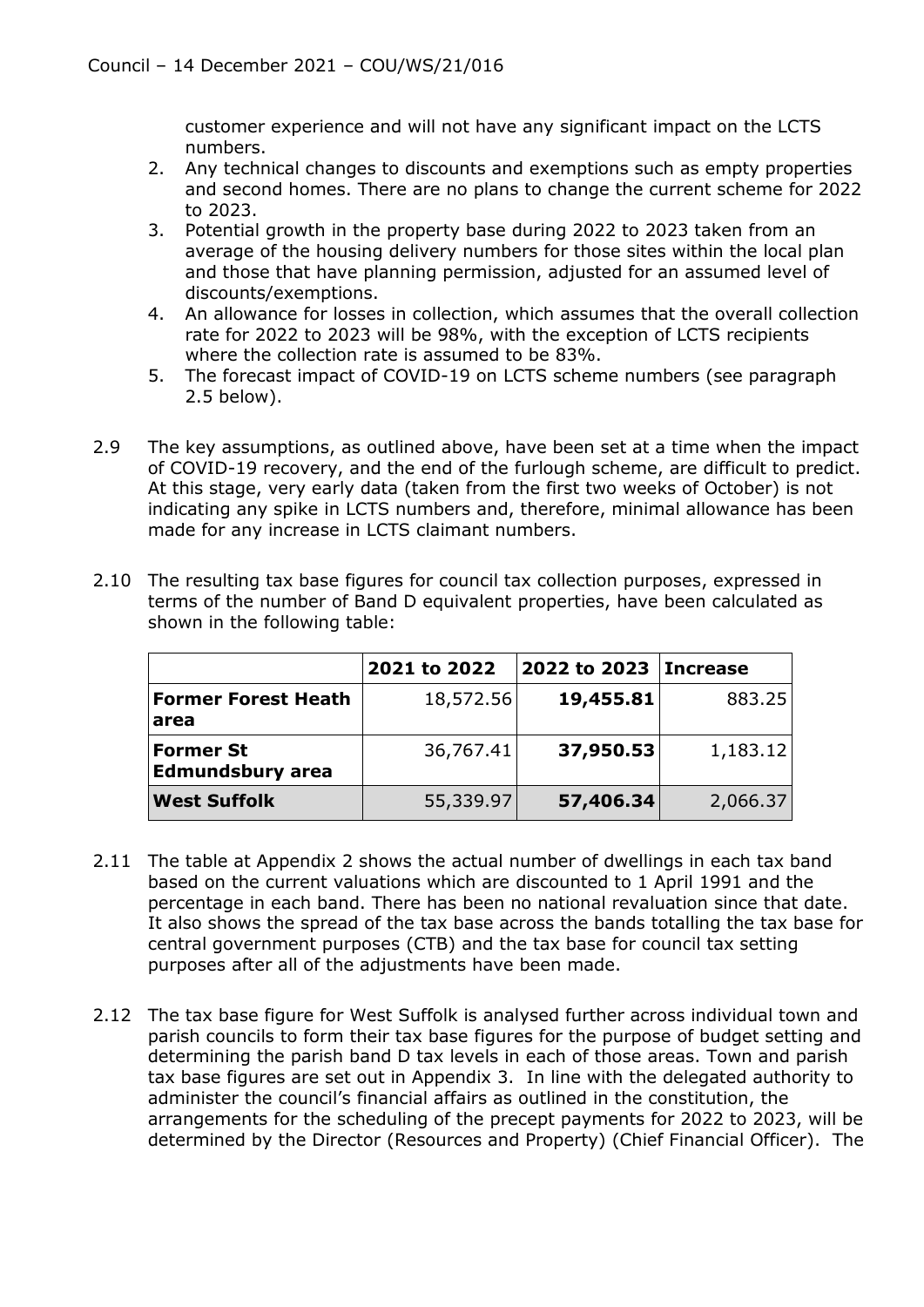customer experience and will not have any significant impact on the LCTS numbers.

2. Any technical changes to discounts and exemptions such as empty properties and second homes. There are no plans to change the current scheme for 2022 to 2023.
3. Potential growth in the property base during 2022 to 2023 taken from an average of the housing delivery numbers for those sites within the local plan and those that have planning permission, adjusted for an assumed level of discounts/exemptions.
4. An allowance for losses in collection, which assumes that the overall collection rate for 2022 to 2023 will be 98%, with the exception of LCTS recipients where the collection rate is assumed to be 83%.
5. The forecast impact of COVID-19 on LCTS scheme numbers (see paragraph 2.5 below).

2.9 The key assumptions, as outlined above, have been set at a time when the impact of COVID-19 recovery, and the end of the furlough scheme, are difficult to predict. At this stage, very early data (taken from the first two weeks of October) is not indicating any spike in LCTS numbers and, therefore, minimal allowance has been made for any increase in LCTS claimant numbers.

2.10 The resulting tax base figures for council tax collection purposes, expressed in terms of the number of Band D equivalent properties, have been calculated as shown in the following table:

| | 2021 to 2022 | 2022 to 2023 | Increase |
|---|---|---|---|
| **Former Forest Heath area** | 18,572.56 | **19,455.81** | 883.25 |
| **Former St Edmundsbury area** | 36,767.41 | **37,950.53** | 1,183.12 |
| **West Suffolk** | 55,339.97 | **57,406.34** | 2,066.37 |

2.11 The table at Appendix 2 shows the actual number of dwellings in each tax band based on the current valuations which are discounted to 1 April 1991 and the percentage in each band. There has been no national revaluation since that date. It also shows the spread of the tax base across the bands totalling the tax base for central government purposes (CTB) and the tax base for council tax setting purposes after all of the adjustments have been made.

2.12 The tax base figure for West Suffolk is analysed further across individual town and parish councils to form their tax base figures for the purpose of budget setting and determining the parish band D tax levels in each of those areas. Town and parish tax base figures are set out in Appendix 3. In line with the delegated authority to administer the council's financial affairs as outlined in the constitution, the arrangements for the scheduling of the precept payments for 2022 to 2023, will be determined by the Director (Resources and Property) (Chief Financial Officer). The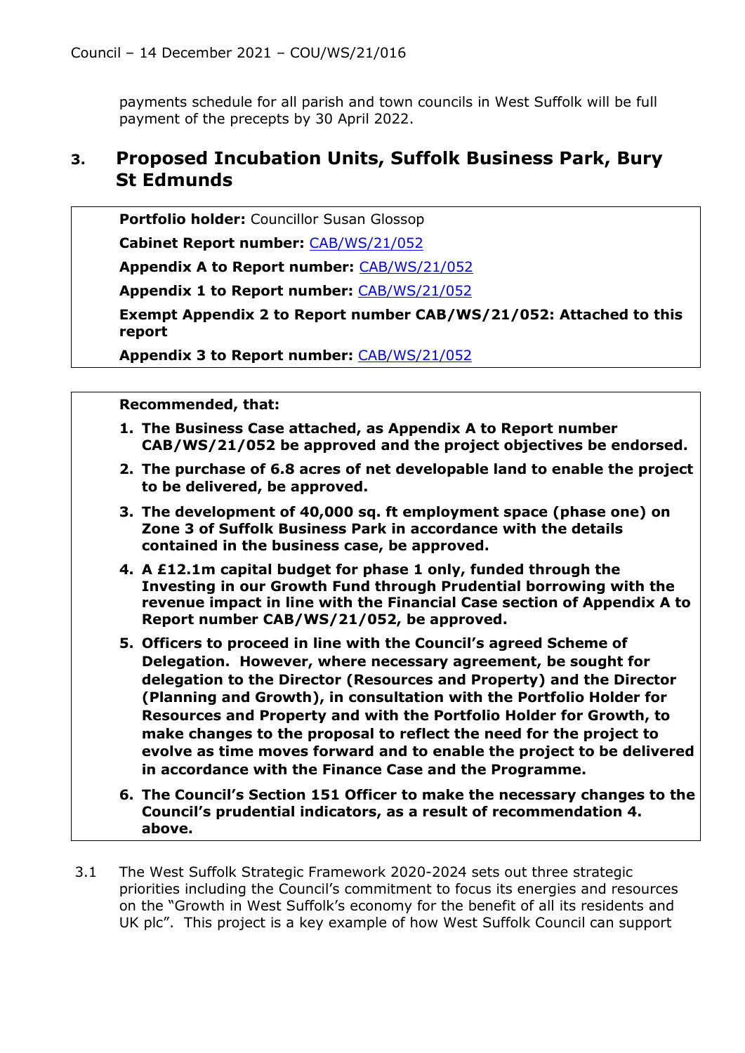payments schedule for all parish and town councils in West Suffolk will be full payment of the precepts by 30 April 2022.

## 3. Proposed Incubation Units, Suffolk Business Park, Bury St Edmunds

**Portfolio holder:** Councillor Susan Glossop

**Cabinet Report number:** CAB/WS/21/052

**Appendix A to Report number:** CAB/WS/21/052

**Appendix 1 to Report number:** CAB/WS/21/052

**Exempt Appendix 2 to Report number CAB/WS/21/052: Attached to this report**

**Appendix 3 to Report number:** CAB/WS/21/052

**Recommended, that:**

1. **The Business Case attached, as Appendix A to Report number CAB/WS/21/052 be approved and the project objectives be endorsed.**
2. **The purchase of 6.8 acres of net developable land to enable the project to be delivered, be approved.**
3. **The development of 40,000 sq. ft employment space (phase one) on Zone 3 of Suffolk Business Park in accordance with the details contained in the business case, be approved.**
4. **A £12.1m capital budget for phase 1 only, funded through the Investing in our Growth Fund through Prudential borrowing with the revenue impact in line with the Financial Case section of Appendix A to Report number CAB/WS/21/052, be approved.**
5. **Officers to proceed in line with the Council's agreed Scheme of Delegation. However, where necessary agreement, be sought for delegation to the Director (Resources and Property) and the Director (Planning and Growth), in consultation with the Portfolio Holder for Resources and Property and with the Portfolio Holder for Growth, to make changes to the proposal to reflect the need for the project to evolve as time moves forward and to enable the project to be delivered in accordance with the Finance Case and the Programme.**
6. **The Council's Section 151 Officer to make the necessary changes to the Council's prudential indicators, as a result of recommendation 4. above.**

3.1 The West Suffolk Strategic Framework 2020-2024 sets out three strategic priorities including the Council's commitment to focus its energies and resources on the "Growth in West Suffolk's economy for the benefit of all its residents and UK plc". This project is a key example of how West Suffolk Council can support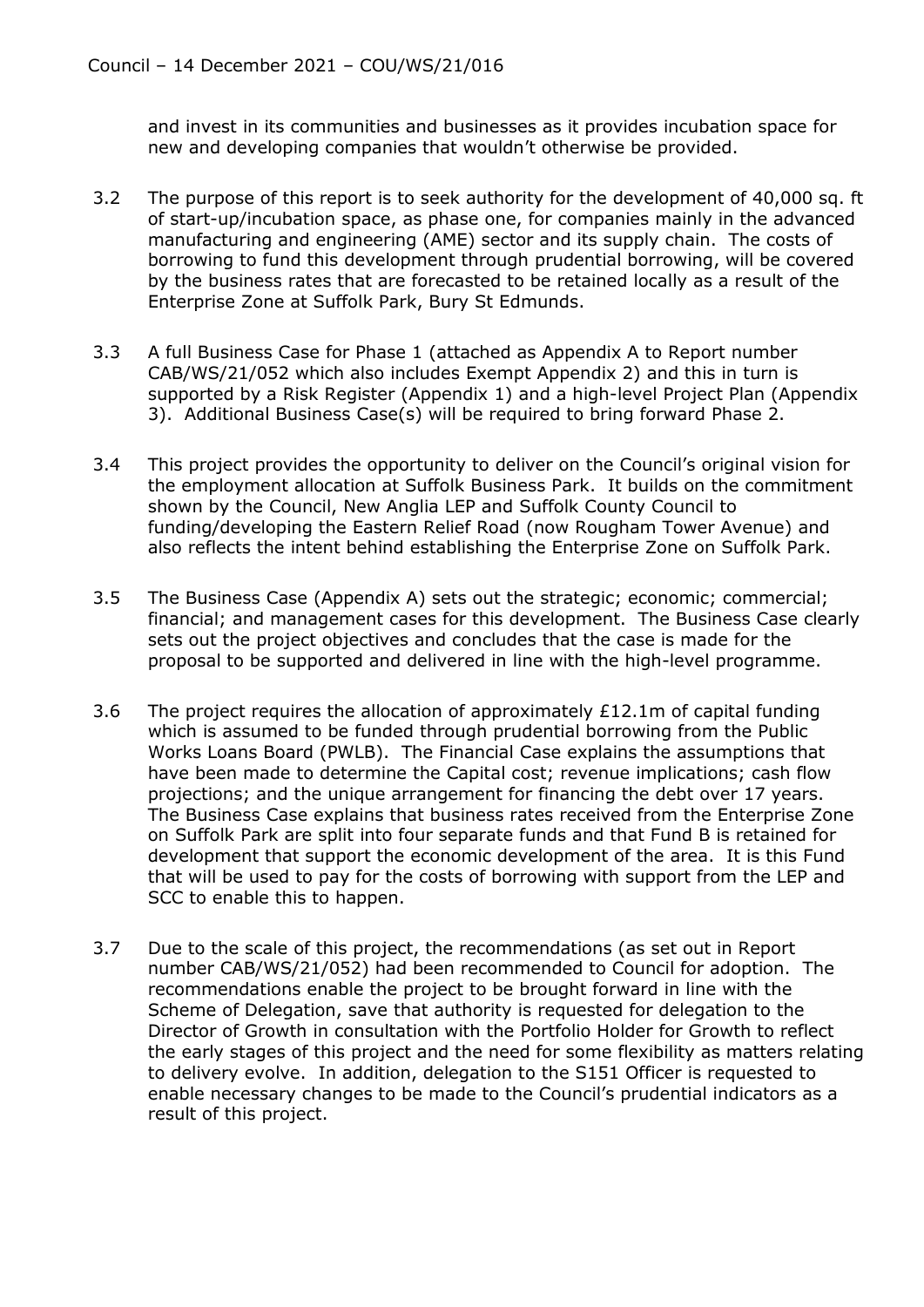and invest in its communities and businesses as it provides incubation space for new and developing companies that wouldn't otherwise be provided.

3.2 The purpose of this report is to seek authority for the development of 40,000 sq. ft of start-up/incubation space, as phase one, for companies mainly in the advanced manufacturing and engineering (AME) sector and its supply chain. The costs of borrowing to fund this development through prudential borrowing, will be covered by the business rates that are forecasted to be retained locally as a result of the Enterprise Zone at Suffolk Park, Bury St Edmunds.

3.3 A full Business Case for Phase 1 (attached as Appendix A to Report number CAB/WS/21/052 which also includes Exempt Appendix 2) and this in turn is supported by a Risk Register (Appendix 1) and a high-level Project Plan (Appendix 3). Additional Business Case(s) will be required to bring forward Phase 2.

3.4 This project provides the opportunity to deliver on the Council's original vision for the employment allocation at Suffolk Business Park. It builds on the commitment shown by the Council, New Anglia LEP and Suffolk County Council to funding/developing the Eastern Relief Road (now Rougham Tower Avenue) and also reflects the intent behind establishing the Enterprise Zone on Suffolk Park.

3.5 The Business Case (Appendix A) sets out the strategic; economic; commercial; financial; and management cases for this development. The Business Case clearly sets out the project objectives and concludes that the case is made for the proposal to be supported and delivered in line with the high-level programme.

3.6 The project requires the allocation of approximately £12.1m of capital funding which is assumed to be funded through prudential borrowing from the Public Works Loans Board (PWLB). The Financial Case explains the assumptions that have been made to determine the Capital cost; revenue implications; cash flow projections; and the unique arrangement for financing the debt over 17 years. The Business Case explains that business rates received from the Enterprise Zone on Suffolk Park are split into four separate funds and that Fund B is retained for development that support the economic development of the area. It is this Fund that will be used to pay for the costs of borrowing with support from the LEP and SCC to enable this to happen.

3.7 Due to the scale of this project, the recommendations (as set out in Report number CAB/WS/21/052) had been recommended to Council for adoption. The recommendations enable the project to be brought forward in line with the Scheme of Delegation, save that authority is requested for delegation to the Director of Growth in consultation with the Portfolio Holder for Growth to reflect the early stages of this project and the need for some flexibility as matters relating to delivery evolve. In addition, delegation to the S151 Officer is requested to enable necessary changes to be made to the Council's prudential indicators as a result of this project.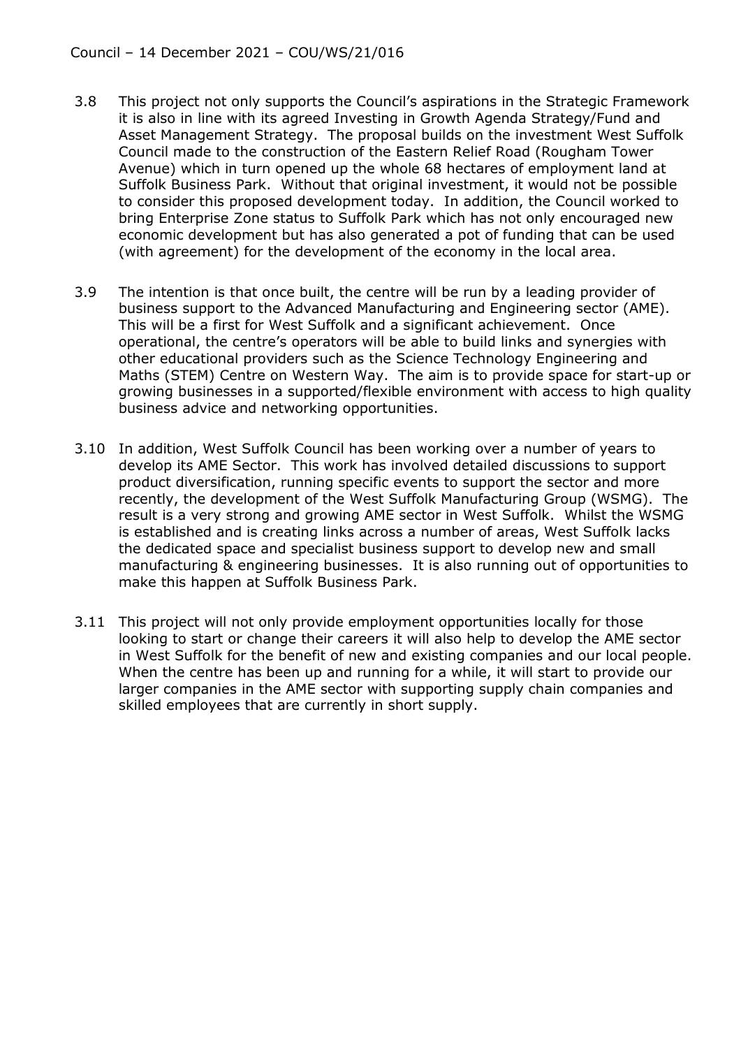3.8 This project not only supports the Council's aspirations in the Strategic Framework it is also in line with its agreed Investing in Growth Agenda Strategy/Fund and Asset Management Strategy. The proposal builds on the investment West Suffolk Council made to the construction of the Eastern Relief Road (Rougham Tower Avenue) which in turn opened up the whole 68 hectares of employment land at Suffolk Business Park. Without that original investment, it would not be possible to consider this proposed development today. In addition, the Council worked to bring Enterprise Zone status to Suffolk Park which has not only encouraged new economic development but has also generated a pot of funding that can be used (with agreement) for the development of the economy in the local area.

3.9 The intention is that once built, the centre will be run by a leading provider of business support to the Advanced Manufacturing and Engineering sector (AME). This will be a first for West Suffolk and a significant achievement. Once operational, the centre's operators will be able to build links and synergies with other educational providers such as the Science Technology Engineering and Maths (STEM) Centre on Western Way. The aim is to provide space for start-up or growing businesses in a supported/flexible environment with access to high quality business advice and networking opportunities.

3.10 In addition, West Suffolk Council has been working over a number of years to develop its AME Sector. This work has involved detailed discussions to support product diversification, running specific events to support the sector and more recently, the development of the West Suffolk Manufacturing Group (WSMG). The result is a very strong and growing AME sector in West Suffolk. Whilst the WSMG is established and is creating links across a number of areas, West Suffolk lacks the dedicated space and specialist business support to develop new and small manufacturing & engineering businesses. It is also running out of opportunities to make this happen at Suffolk Business Park.

3.11 This project will not only provide employment opportunities locally for those looking to start or change their careers it will also help to develop the AME sector in West Suffolk for the benefit of new and existing companies and our local people. When the centre has been up and running for a while, it will start to provide our larger companies in the AME sector with supporting supply chain companies and skilled employees that are currently in short supply.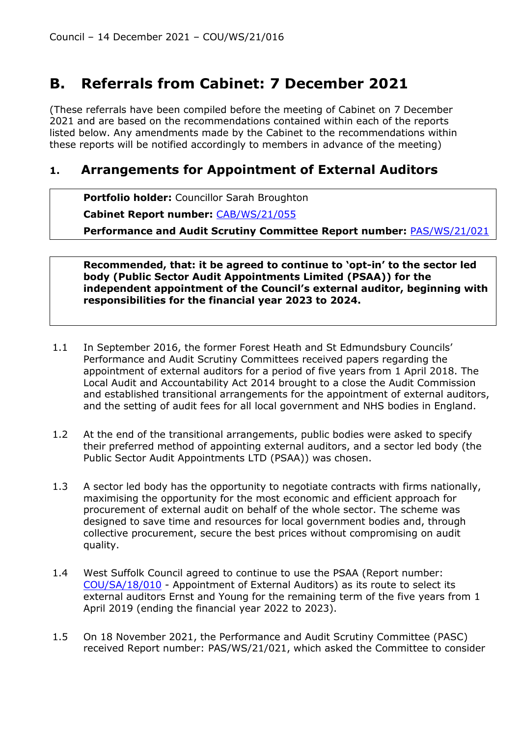# B. Referrals from Cabinet: 7 December 2021

(These referrals have been compiled before the meeting of Cabinet on 7 December 2021 and are based on the recommendations contained within each of the reports listed below. Any amendments made by the Cabinet to the recommendations within these reports will be notified accordingly to members in advance of the meeting)

## 1. Arrangements for Appointment of External Auditors

**Portfolio holder:** Councillor Sarah Broughton

**Cabinet Report number:** CAB/WS/21/055

**Performance and Audit Scrutiny Committee Report number:** PAS/WS/21/021

**Recommended, that: it be agreed to continue to 'opt-in' to the sector led body (Public Sector Audit Appointments Limited (PSAA)) for the independent appointment of the Council's external auditor, beginning with responsibilities for the financial year 2023 to 2024.**

1.1 In September 2016, the former Forest Heath and St Edmundsbury Councils' Performance and Audit Scrutiny Committees received papers regarding the appointment of external auditors for a period of five years from 1 April 2018. The Local Audit and Accountability Act 2014 brought to a close the Audit Commission and established transitional arrangements for the appointment of external auditors, and the setting of audit fees for all local government and NHS bodies in England.

1.2 At the end of the transitional arrangements, public bodies were asked to specify their preferred method of appointing external auditors, and a sector led body (the Public Sector Audit Appointments LTD (PSAA)) was chosen.

1.3 A sector led body has the opportunity to negotiate contracts with firms nationally, maximising the opportunity for the most economic and efficient approach for procurement of external audit on behalf of the whole sector. The scheme was designed to save time and resources for local government bodies and, through collective procurement, secure the best prices without compromising on audit quality.

1.4 West Suffolk Council agreed to continue to use the PSAA (Report number: COU/SA/18/010 - Appointment of External Auditors) as its route to select its external auditors Ernst and Young for the remaining term of the five years from 1 April 2019 (ending the financial year 2022 to 2023).

1.5 On 18 November 2021, the Performance and Audit Scrutiny Committee (PASC) received Report number: PAS/WS/21/021, which asked the Committee to consider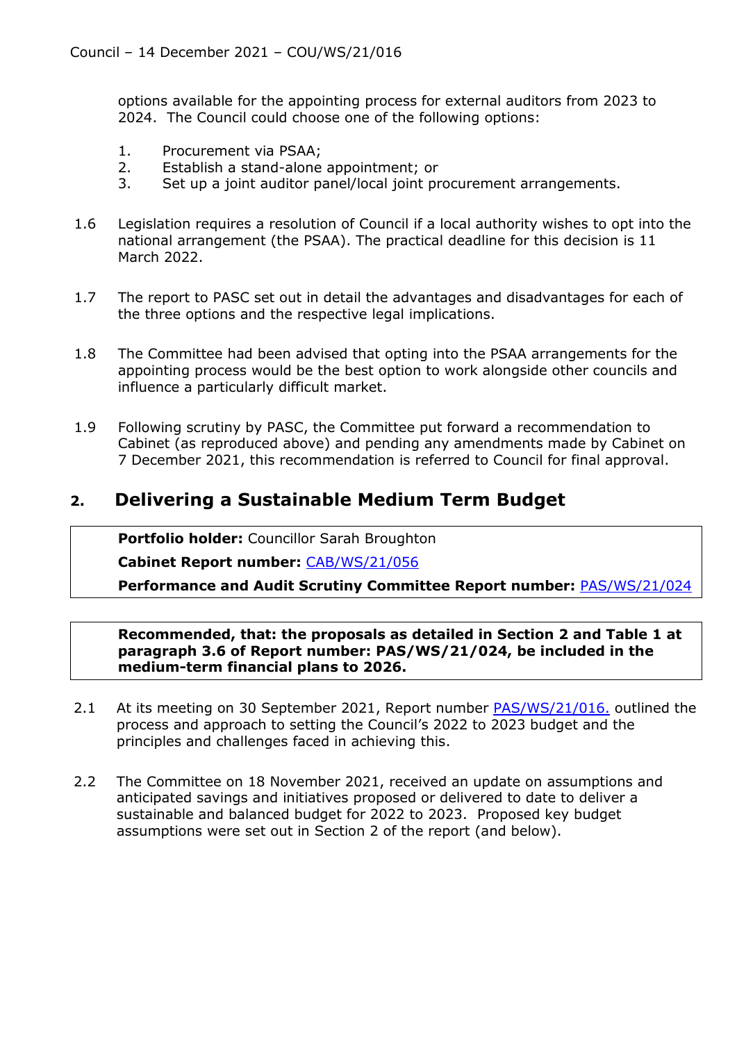options available for the appointing process for external auditors from 2023 to 2024. The Council could choose one of the following options:

1. Procurement via PSAA;
2. Establish a stand-alone appointment; or
3. Set up a joint auditor panel/local joint procurement arrangements.

1.6 Legislation requires a resolution of Council if a local authority wishes to opt into the national arrangement (the PSAA). The practical deadline for this decision is 11 March 2022.

1.7 The report to PASC set out in detail the advantages and disadvantages for each of the three options and the respective legal implications.

1.8 The Committee had been advised that opting into the PSAA arrangements for the appointing process would be the best option to work alongside other councils and influence a particularly difficult market.

1.9 Following scrutiny by PASC, the Committee put forward a recommendation to Cabinet (as reproduced above) and pending any amendments made by Cabinet on 7 December 2021, this recommendation is referred to Council for final approval.

## 2. Delivering a Sustainable Medium Term Budget

**Portfolio holder:** Councillor Sarah Broughton

**Cabinet Report number:** CAB/WS/21/056

**Performance and Audit Scrutiny Committee Report number:** PAS/WS/21/024

**Recommended, that: the proposals as detailed in Section 2 and Table 1 at paragraph 3.6 of Report number: PAS/WS/21/024, be included in the medium-term financial plans to 2026.**

2.1 At its meeting on 30 September 2021, Report number PAS/WS/21/016. outlined the process and approach to setting the Council's 2022 to 2023 budget and the principles and challenges faced in achieving this.

2.2 The Committee on 18 November 2021, received an update on assumptions and anticipated savings and initiatives proposed or delivered to date to deliver a sustainable and balanced budget for 2022 to 2023. Proposed key budget assumptions were set out in Section 2 of the report (and below).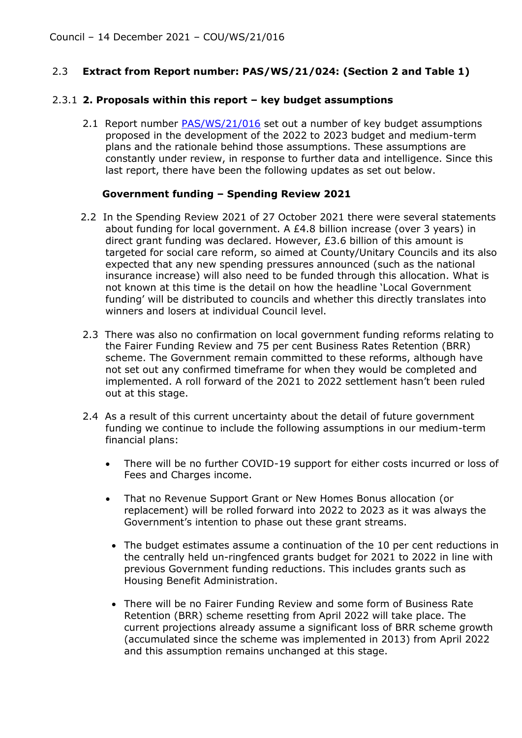Council – 14 December 2021 – COU/WS/21/016

## 2.3 Extract from Report number: PAS/WS/21/024: (Section 2 and Table 1)

### 2.3.1 2. Proposals within this report – key budget assumptions

2.1 Report number PAS/WS/21/016 set out a number of key budget assumptions proposed in the development of the 2022 to 2023 budget and medium-term plans and the rationale behind those assumptions. These assumptions are constantly under review, in response to further data and intelligence. Since this last report, there have been the following updates as set out below.

**Government funding – Spending Review 2021**

2.2 In the Spending Review 2021 of 27 October 2021 there were several statements about funding for local government. A £4.8 billion increase (over 3 years) in direct grant funding was declared. However, £3.6 billion of this amount is targeted for social care reform, so aimed at County/Unitary Councils and its also expected that any new spending pressures announced (such as the national insurance increase) will also need to be funded through this allocation. What is not known at this time is the detail on how the headline 'Local Government funding' will be distributed to councils and whether this directly translates into winners and losers at individual Council level.

2.3 There was also no confirmation on local government funding reforms relating to the Fairer Funding Review and 75 per cent Business Rates Retention (BRR) scheme. The Government remain committed to these reforms, although have not set out any confirmed timeframe for when they would be completed and implemented. A roll forward of the 2021 to 2022 settlement hasn't been ruled out at this stage.

2.4 As a result of this current uncertainty about the detail of future government funding we continue to include the following assumptions in our medium-term financial plans:

- There will be no further COVID-19 support for either costs incurred or loss of Fees and Charges income.
- That no Revenue Support Grant or New Homes Bonus allocation (or replacement) will be rolled forward into 2022 to 2023 as it was always the Government's intention to phase out these grant streams.
- The budget estimates assume a continuation of the 10 per cent reductions in the centrally held un-ringfenced grants budget for 2021 to 2022 in line with previous Government funding reductions. This includes grants such as Housing Benefit Administration.
- There will be no Fairer Funding Review and some form of Business Rate Retention (BRR) scheme resetting from April 2022 will take place. The current projections already assume a significant loss of BRR scheme growth (accumulated since the scheme was implemented in 2013) from April 2022 and this assumption remains unchanged at this stage.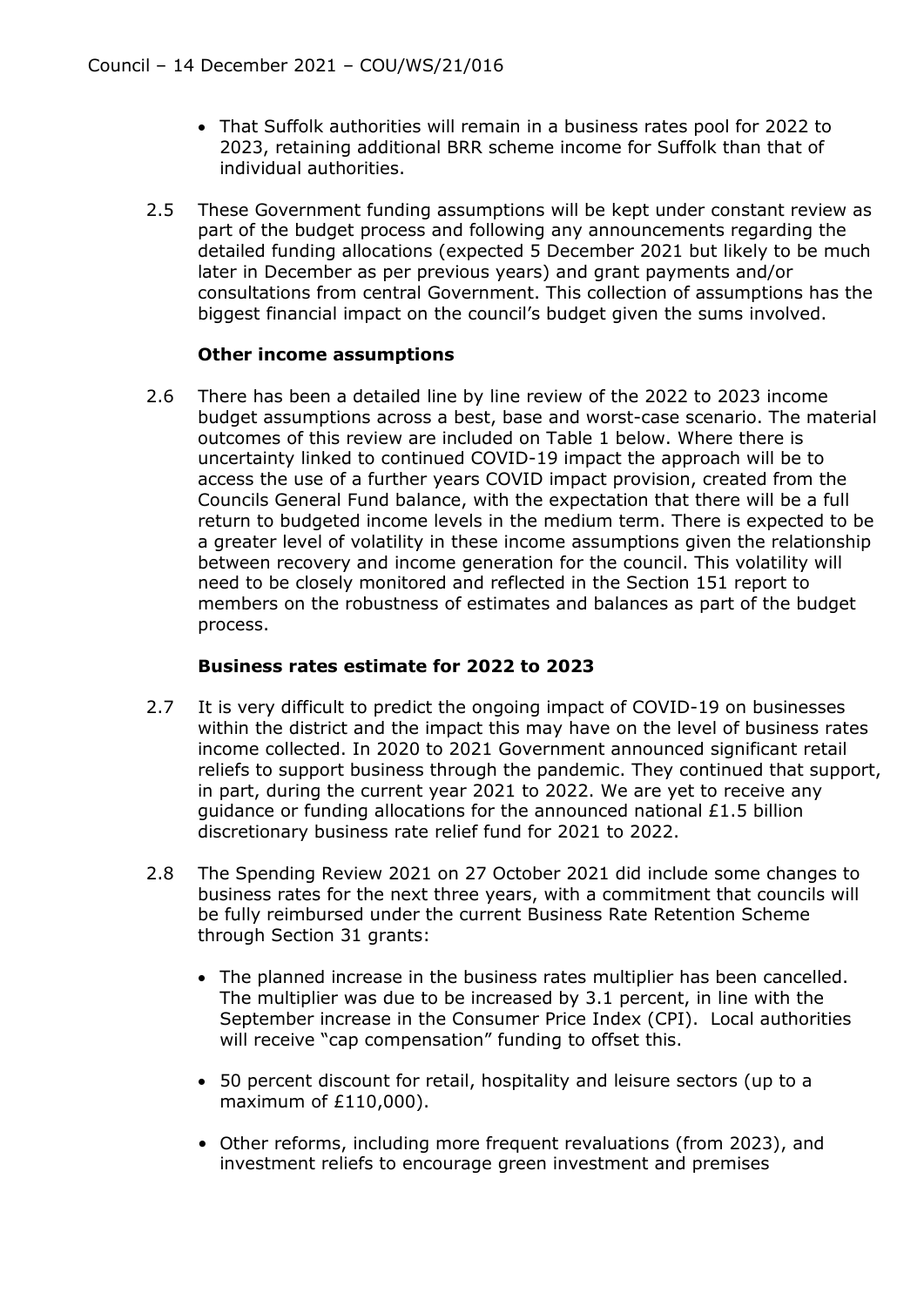- That Suffolk authorities will remain in a business rates pool for 2022 to 2023, retaining additional BRR scheme income for Suffolk than that of individual authorities.

2.5 These Government funding assumptions will be kept under constant review as part of the budget process and following any announcements regarding the detailed funding allocations (expected 5 December 2021 but likely to be much later in December as per previous years) and grant payments and/or consultations from central Government. This collection of assumptions has the biggest financial impact on the council's budget given the sums involved.

**Other income assumptions**

2.6 There has been a detailed line by line review of the 2022 to 2023 income budget assumptions across a best, base and worst-case scenario. The material outcomes of this review are included on Table 1 below. Where there is uncertainty linked to continued COVID-19 impact the approach will be to access the use of a further years COVID impact provision, created from the Councils General Fund balance, with the expectation that there will be a full return to budgeted income levels in the medium term. There is expected to be a greater level of volatility in these income assumptions given the relationship between recovery and income generation for the council. This volatility will need to be closely monitored and reflected in the Section 151 report to members on the robustness of estimates and balances as part of the budget process.

**Business rates estimate for 2022 to 2023**

2.7 It is very difficult to predict the ongoing impact of COVID-19 on businesses within the district and the impact this may have on the level of business rates income collected. In 2020 to 2021 Government announced significant retail reliefs to support business through the pandemic. They continued that support, in part, during the current year 2021 to 2022. We are yet to receive any guidance or funding allocations for the announced national £1.5 billion discretionary business rate relief fund for 2021 to 2022.

2.8 The Spending Review 2021 on 27 October 2021 did include some changes to business rates for the next three years, with a commitment that councils will be fully reimbursed under the current Business Rate Retention Scheme through Section 31 grants:

- The planned increase in the business rates multiplier has been cancelled. The multiplier was due to be increased by 3.1 percent, in line with the September increase in the Consumer Price Index (CPI). Local authorities will receive "cap compensation" funding to offset this.

- 50 percent discount for retail, hospitality and leisure sectors (up to a maximum of £110,000).

- Other reforms, including more frequent revaluations (from 2023), and investment reliefs to encourage green investment and premises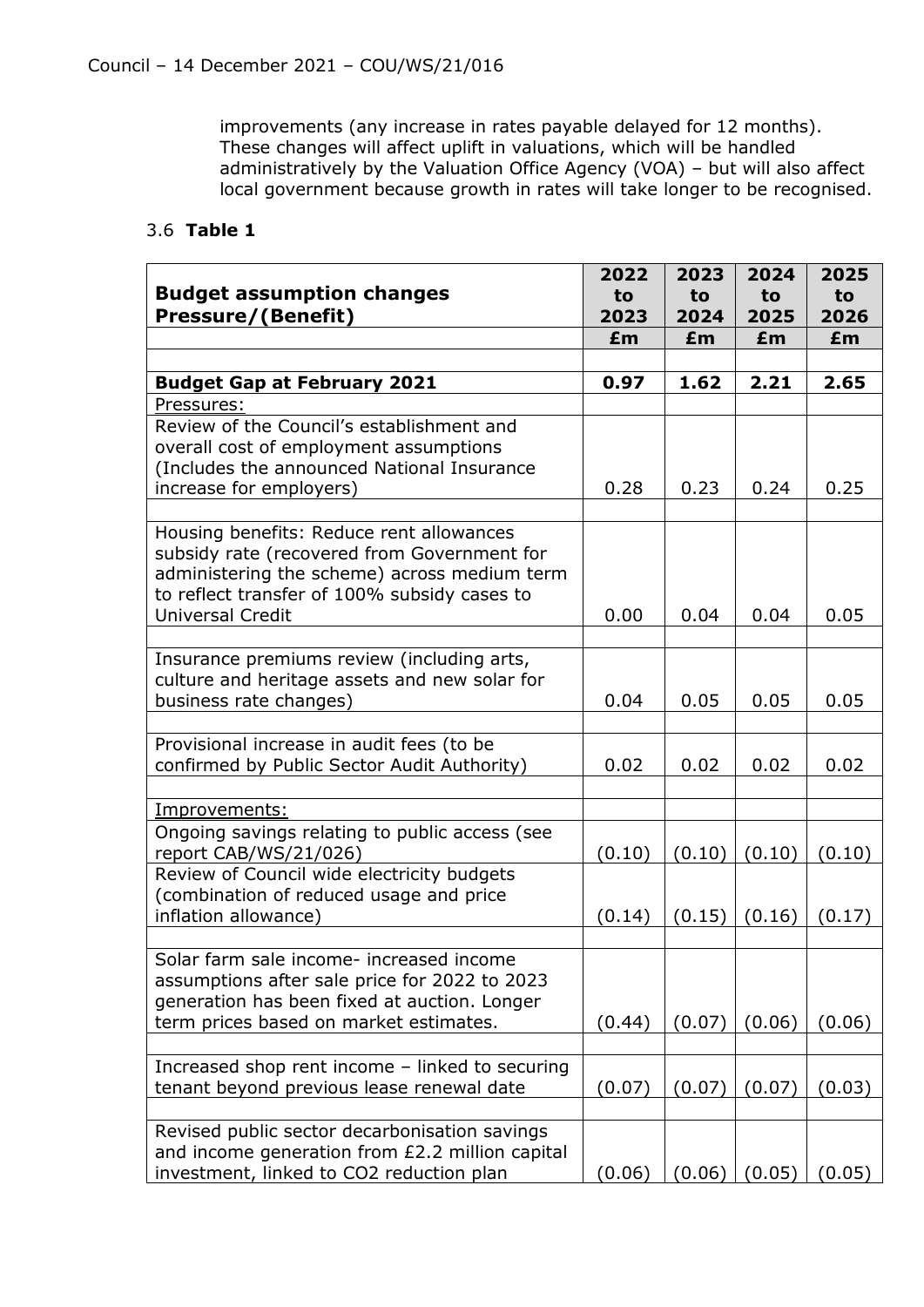improvements (any increase in rates payable delayed for 12 months). These changes will affect uplift in valuations, which will be handled administratively by the Valuation Office Agency (VOA) – but will also affect local government because growth in rates will take longer to be recognised.

3.6 **Table 1**

| **Budget assumption changes Pressure/(Benefit)** | **2022 to 2023** | **2023 to 2024** | **2024 to 2025** | **2025 to 2026** |
|---|---|---|---|---|
| | **£m** | **£m** | **£m** | **£m** |
| | | | | |
| **Budget Gap at February 2021** | **0.97** | **1.62** | **2.21** | **2.65** |
| Pressures: | | | | |
| Review of the Council's establishment and overall cost of employment assumptions (Includes the announced National Insurance increase for employers) | 0.28 | 0.23 | 0.24 | 0.25 |
| | | | | |
| Housing benefits: Reduce rent allowances subsidy rate (recovered from Government for administering the scheme) across medium term to reflect transfer of 100% subsidy cases to Universal Credit | 0.00 | 0.04 | 0.04 | 0.05 |
| | | | | |
| Insurance premiums review (including arts, culture and heritage assets and new solar for business rate changes) | 0.04 | 0.05 | 0.05 | 0.05 |
| | | | | |
| Provisional increase in audit fees (to be confirmed by Public Sector Audit Authority) | 0.02 | 0.02 | 0.02 | 0.02 |
| | | | | |
| Improvements: | | | | |
| Ongoing savings relating to public access (see report CAB/WS/21/026) | (0.10) | (0.10) | (0.10) | (0.10) |
| Review of Council wide electricity budgets (combination of reduced usage and price inflation allowance) | (0.14) | (0.15) | (0.16) | (0.17) |
| | | | | |
| Solar farm sale income- increased income assumptions after sale price for 2022 to 2023 generation has been fixed at auction. Longer term prices based on market estimates. | (0.44) | (0.07) | (0.06) | (0.06) |
| | | | | |
| Increased shop rent income – linked to securing tenant beyond previous lease renewal date | (0.07) | (0.07) | (0.07) | (0.03) |
| | | | | |
| Revised public sector decarbonisation savings and income generation from £2.2 million capital investment, linked to CO2 reduction plan | (0.06) | (0.06) | (0.05) | (0.05) |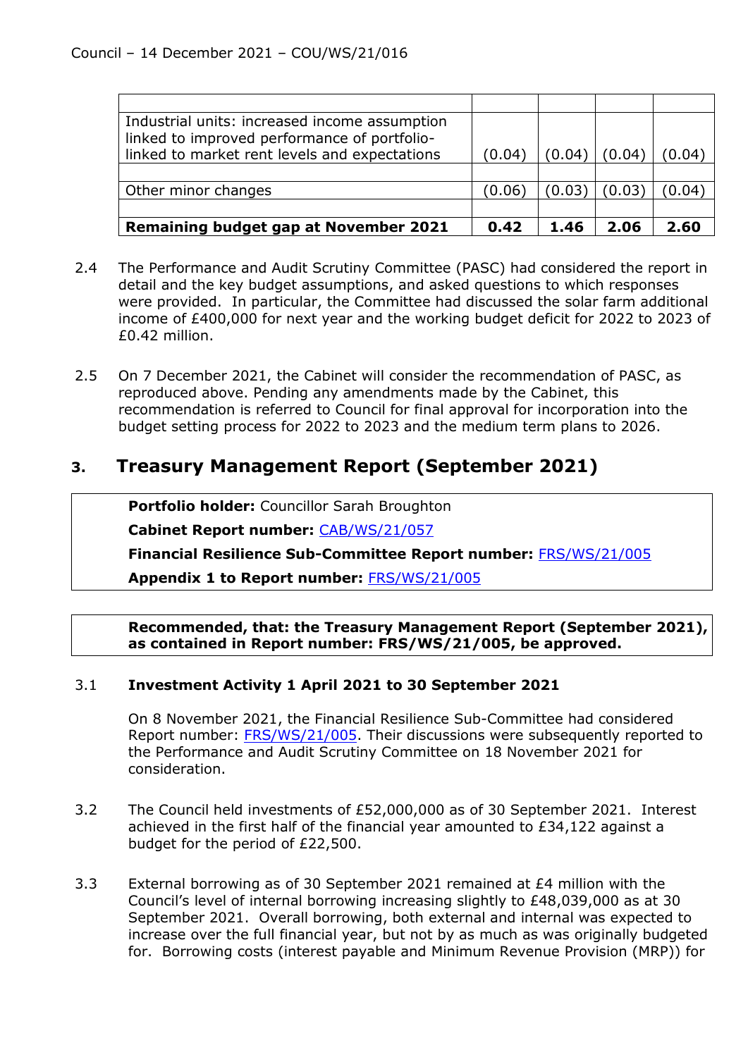| | | | | |
|---|---|---|---|---|
| Industrial units: increased income assumption linked to improved performance of portfolio-linked to market rent levels and expectations | (0.04) | (0.04) | (0.04) | (0.04) |
| | | | | |
| Other minor changes | (0.06) | (0.03) | (0.03) | (0.04) |
| | | | | |
| **Remaining budget gap at November 2021** | **0.42** | **1.46** | **2.06** | **2.60** |

2.4 The Performance and Audit Scrutiny Committee (PASC) had considered the report in detail and the key budget assumptions, and asked questions to which responses were provided. In particular, the Committee had discussed the solar farm additional income of £400,000 for next year and the working budget deficit for 2022 to 2023 of £0.42 million.

2.5 On 7 December 2021, the Cabinet will consider the recommendation of PASC, as reproduced above. Pending any amendments made by the Cabinet, this recommendation is referred to Council for final approval for incorporation into the budget setting process for 2022 to 2023 and the medium term plans to 2026.

## 3. Treasury Management Report (September 2021)

**Portfolio holder:** Councillor Sarah Broughton
**Cabinet Report number:** CAB/WS/21/057
**Financial Resilience Sub-Committee Report number:** FRS/WS/21/005
**Appendix 1 to Report number:** FRS/WS/21/005

**Recommended, that: the Treasury Management Report (September 2021), as contained in Report number: FRS/WS/21/005, be approved.**

3.1 **Investment Activity 1 April 2021 to 30 September 2021**

On 8 November 2021, the Financial Resilience Sub-Committee had considered Report number: FRS/WS/21/005. Their discussions were subsequently reported to the Performance and Audit Scrutiny Committee on 18 November 2021 for consideration.

3.2 The Council held investments of £52,000,000 as of 30 September 2021. Interest achieved in the first half of the financial year amounted to £34,122 against a budget for the period of £22,500.

3.3 External borrowing as of 30 September 2021 remained at £4 million with the Council's level of internal borrowing increasing slightly to £48,039,000 as at 30 September 2021. Overall borrowing, both external and internal was expected to increase over the full financial year, but not by as much as was originally budgeted for. Borrowing costs (interest payable and Minimum Revenue Provision (MRP)) for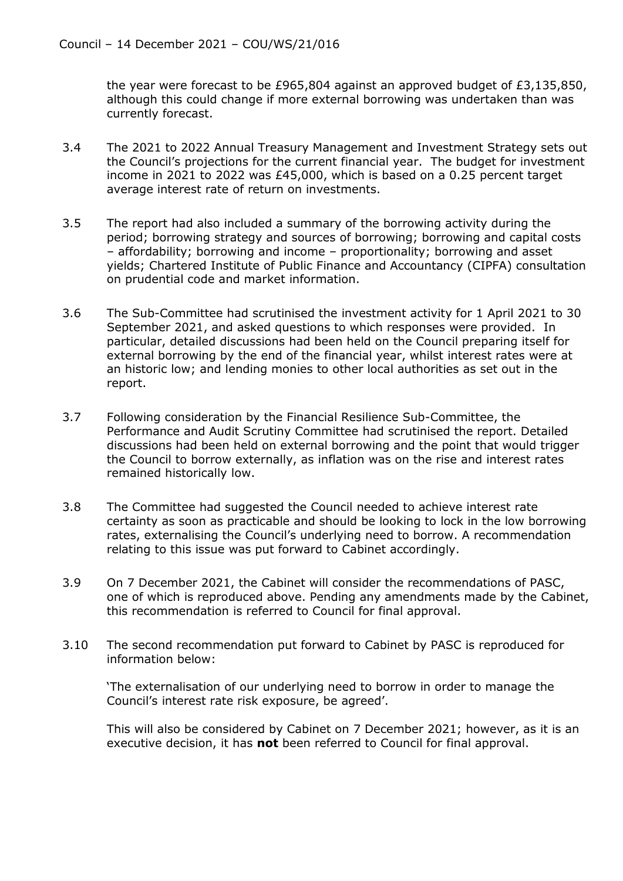the year were forecast to be £965,804 against an approved budget of £3,135,850, although this could change if more external borrowing was undertaken than was currently forecast.

3.4 The 2021 to 2022 Annual Treasury Management and Investment Strategy sets out the Council's projections for the current financial year. The budget for investment income in 2021 to 2022 was £45,000, which is based on a 0.25 percent target average interest rate of return on investments.

3.5 The report had also included a summary of the borrowing activity during the period; borrowing strategy and sources of borrowing; borrowing and capital costs – affordability; borrowing and income – proportionality; borrowing and asset yields; Chartered Institute of Public Finance and Accountancy (CIPFA) consultation on prudential code and market information.

3.6 The Sub-Committee had scrutinised the investment activity for 1 April 2021 to 30 September 2021, and asked questions to which responses were provided. In particular, detailed discussions had been held on the Council preparing itself for external borrowing by the end of the financial year, whilst interest rates were at an historic low; and lending monies to other local authorities as set out in the report.

3.7 Following consideration by the Financial Resilience Sub-Committee, the Performance and Audit Scrutiny Committee had scrutinised the report. Detailed discussions had been held on external borrowing and the point that would trigger the Council to borrow externally, as inflation was on the rise and interest rates remained historically low.

3.8 The Committee had suggested the Council needed to achieve interest rate certainty as soon as practicable and should be looking to lock in the low borrowing rates, externalising the Council's underlying need to borrow. A recommendation relating to this issue was put forward to Cabinet accordingly.

3.9 On 7 December 2021, the Cabinet will consider the recommendations of PASC, one of which is reproduced above. Pending any amendments made by the Cabinet, this recommendation is referred to Council for final approval.

3.10 The second recommendation put forward to Cabinet by PASC is reproduced for information below:

'The externalisation of our underlying need to borrow in order to manage the Council's interest rate risk exposure, be agreed'.

This will also be considered by Cabinet on 7 December 2021; however, as it is an executive decision, it has **not** been referred to Council for final approval.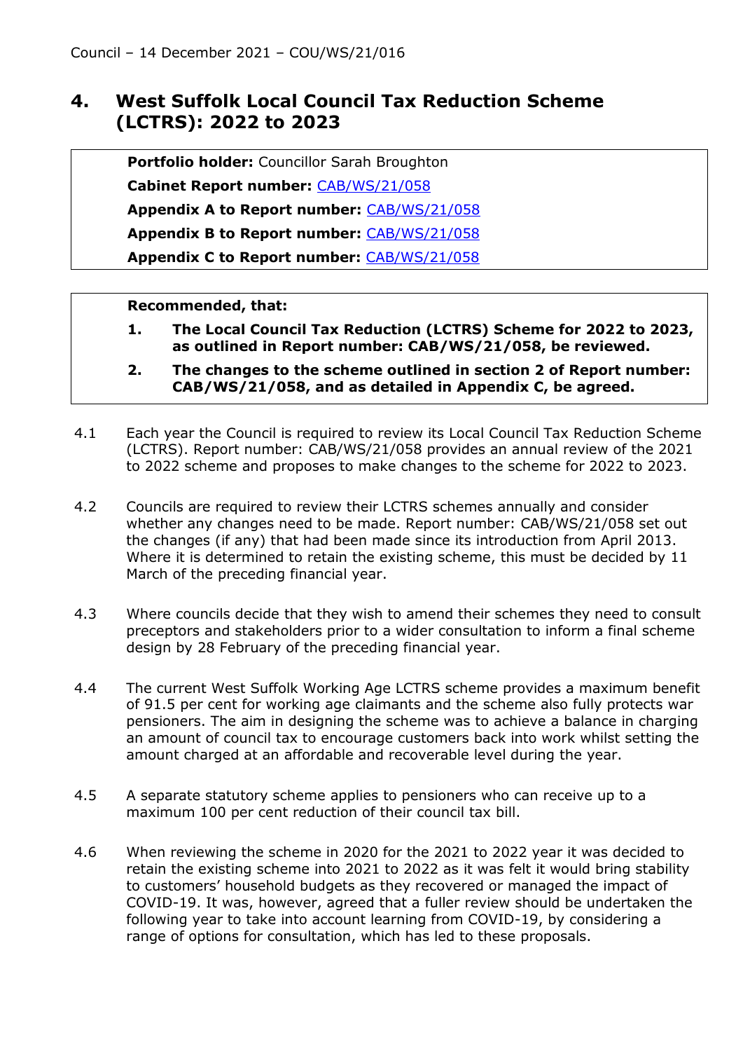# 4. West Suffolk Local Council Tax Reduction Scheme (LCTRS): 2022 to 2023

**Portfolio holder:** Councillor Sarah Broughton

**Cabinet Report number:** CAB/WS/21/058

**Appendix A to Report number:** CAB/WS/21/058

**Appendix B to Report number:** CAB/WS/21/058

**Appendix C to Report number:** CAB/WS/21/058

**Recommended, that:**

1. **The Local Council Tax Reduction (LCTRS) Scheme for 2022 to 2023, as outlined in Report number: CAB/WS/21/058, be reviewed.**
2. **The changes to the scheme outlined in section 2 of Report number: CAB/WS/21/058, and as detailed in Appendix C, be agreed.**

4.1 Each year the Council is required to review its Local Council Tax Reduction Scheme (LCTRS). Report number: CAB/WS/21/058 provides an annual review of the 2021 to 2022 scheme and proposes to make changes to the scheme for 2022 to 2023.

4.2 Councils are required to review their LCTRS schemes annually and consider whether any changes need to be made. Report number: CAB/WS/21/058 set out the changes (if any) that had been made since its introduction from April 2013. Where it is determined to retain the existing scheme, this must be decided by 11 March of the preceding financial year.

4.3 Where councils decide that they wish to amend their schemes they need to consult preceptors and stakeholders prior to a wider consultation to inform a final scheme design by 28 February of the preceding financial year.

4.4 The current West Suffolk Working Age LCTRS scheme provides a maximum benefit of 91.5 per cent for working age claimants and the scheme also fully protects war pensioners. The aim in designing the scheme was to achieve a balance in charging an amount of council tax to encourage customers back into work whilst setting the amount charged at an affordable and recoverable level during the year.

4.5 A separate statutory scheme applies to pensioners who can receive up to a maximum 100 per cent reduction of their council tax bill.

4.6 When reviewing the scheme in 2020 for the 2021 to 2022 year it was decided to retain the existing scheme into 2021 to 2022 as it was felt it would bring stability to customers' household budgets as they recovered or managed the impact of COVID-19. It was, however, agreed that a fuller review should be undertaken the following year to take into account learning from COVID-19, by considering a range of options for consultation, which has led to these proposals.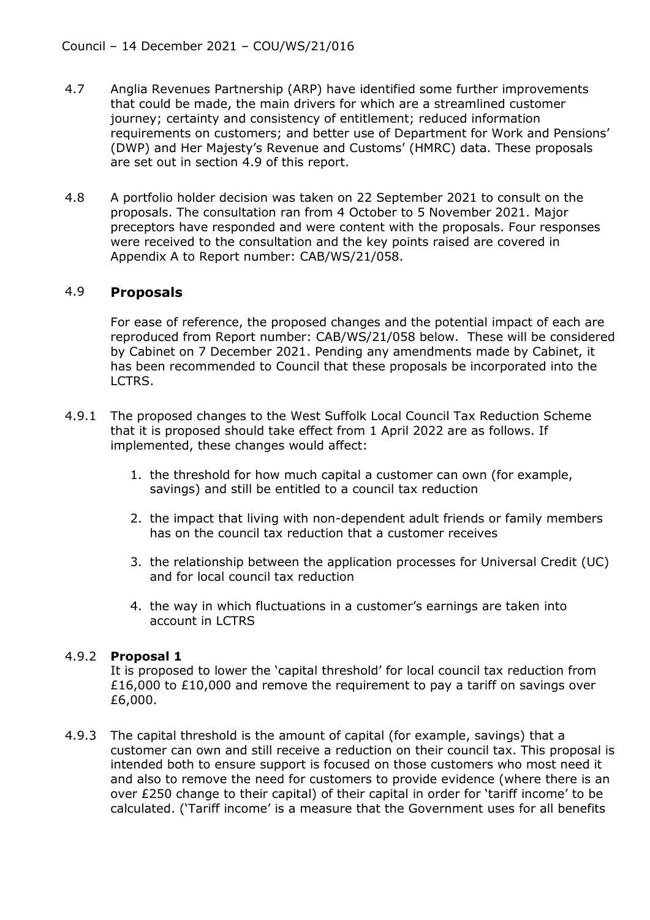4.7 Anglia Revenues Partnership (ARP) have identified some further improvements that could be made, the main drivers for which are a streamlined customer journey; certainty and consistency of entitlement; reduced information requirements on customers; and better use of Department for Work and Pensions' (DWP) and Her Majesty's Revenue and Customs' (HMRC) data. These proposals are set out in section 4.9 of this report.

4.8 A portfolio holder decision was taken on 22 September 2021 to consult on the proposals. The consultation ran from 4 October to 5 November 2021. Major preceptors have responded and were content with the proposals. Four responses were received to the consultation and the key points raised are covered in Appendix A to Report number: CAB/WS/21/058.

## 4.9 Proposals

For ease of reference, the proposed changes and the potential impact of each are reproduced from Report number: CAB/WS/21/058 below. These will be considered by Cabinet on 7 December 2021. Pending any amendments made by Cabinet, it has been recommended to Council that these proposals be incorporated into the LCTRS.

4.9.1 The proposed changes to the West Suffolk Local Council Tax Reduction Scheme that it is proposed should take effect from 1 April 2022 are as follows. If implemented, these changes would affect:

1. the threshold for how much capital a customer can own (for example, savings) and still be entitled to a council tax reduction
2. the impact that living with non-dependent adult friends or family members has on the council tax reduction that a customer receives
3. the relationship between the application processes for Universal Credit (UC) and for local council tax reduction
4. the way in which fluctuations in a customer's earnings are taken into account in LCTRS

4.9.2 **Proposal 1**

It is proposed to lower the 'capital threshold' for local council tax reduction from £16,000 to £10,000 and remove the requirement to pay a tariff on savings over £6,000.

4.9.3 The capital threshold is the amount of capital (for example, savings) that a customer can own and still receive a reduction on their council tax. This proposal is intended both to ensure support is focused on those customers who most need it and also to remove the need for customers to provide evidence (where there is an over £250 change to their capital) of their capital in order for 'tariff income' to be calculated. ('Tariff income' is a measure that the Government uses for all benefits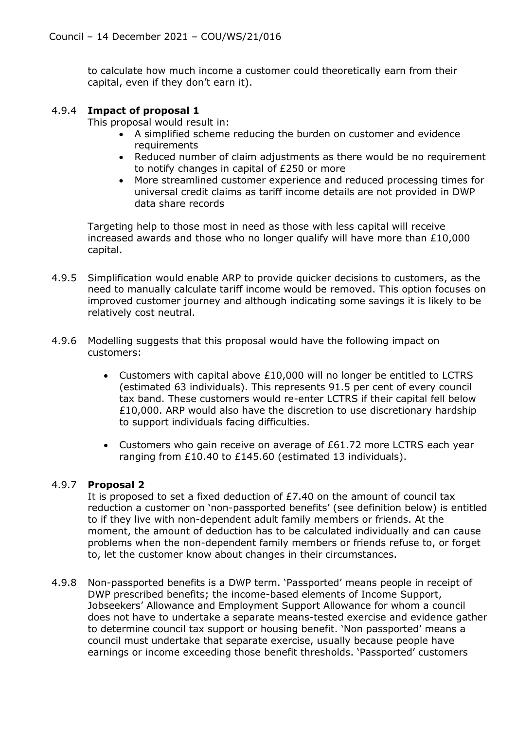to calculate how much income a customer could theoretically earn from their capital, even if they don't earn it).

4.9.4 **Impact of proposal 1**

This proposal would result in:

- A simplified scheme reducing the burden on customer and evidence requirements
- Reduced number of claim adjustments as there would be no requirement to notify changes in capital of £250 or more
- More streamlined customer experience and reduced processing times for universal credit claims as tariff income details are not provided in DWP data share records

Targeting help to those most in need as those with less capital will receive increased awards and those who no longer qualify will have more than £10,000 capital.

4.9.5 Simplification would enable ARP to provide quicker decisions to customers, as the need to manually calculate tariff income would be removed. This option focuses on improved customer journey and although indicating some savings it is likely to be relatively cost neutral.

4.9.6 Modelling suggests that this proposal would have the following impact on customers:

- Customers with capital above £10,000 will no longer be entitled to LCTRS (estimated 63 individuals). This represents 91.5 per cent of every council tax band. These customers would re-enter LCTRS if their capital fell below £10,000. ARP would also have the discretion to use discretionary hardship to support individuals facing difficulties.
- Customers who gain receive on average of £61.72 more LCTRS each year ranging from £10.40 to £145.60 (estimated 13 individuals).

4.9.7 **Proposal 2**

It is proposed to set a fixed deduction of £7.40 on the amount of council tax reduction a customer on 'non-passported benefits' (see definition below) is entitled to if they live with non-dependent adult family members or friends. At the moment, the amount of deduction has to be calculated individually and can cause problems when the non-dependent family members or friends refuse to, or forget to, let the customer know about changes in their circumstances.

4.9.8 Non-passported benefits is a DWP term. 'Passported' means people in receipt of DWP prescribed benefits; the income-based elements of Income Support, Jobseekers' Allowance and Employment Support Allowance for whom a council does not have to undertake a separate means-tested exercise and evidence gather to determine council tax support or housing benefit. 'Non passported' means a council must undertake that separate exercise, usually because people have earnings or income exceeding those benefit thresholds. 'Passported' customers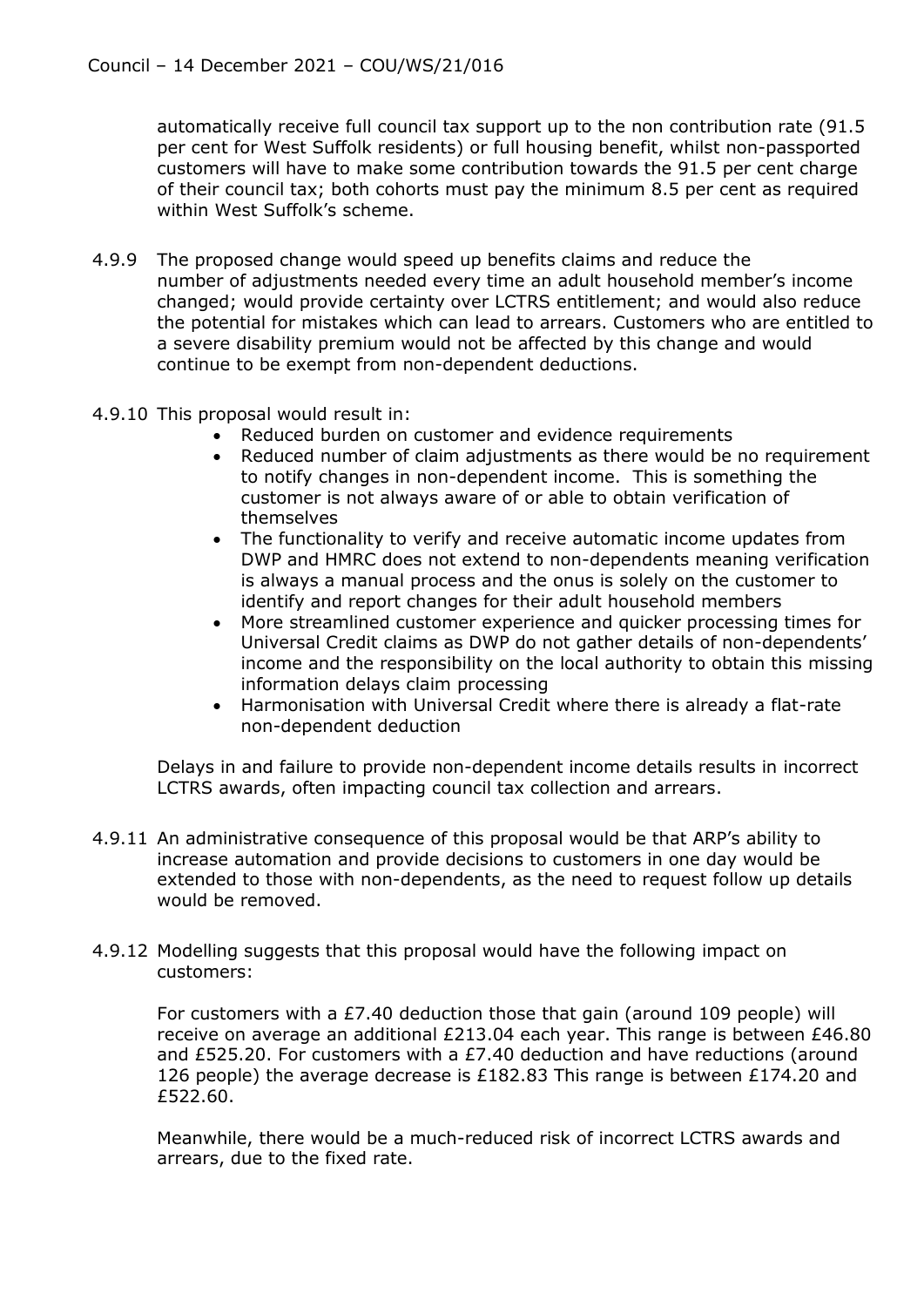automatically receive full council tax support up to the non contribution rate (91.5 per cent for West Suffolk residents) or full housing benefit, whilst non-passported customers will have to make some contribution towards the 91.5 per cent charge of their council tax; both cohorts must pay the minimum 8.5 per cent as required within West Suffolk's scheme.

4.9.9 The proposed change would speed up benefits claims and reduce the number of adjustments needed every time an adult household member's income changed; would provide certainty over LCTRS entitlement; and would also reduce the potential for mistakes which can lead to arrears. Customers who are entitled to a severe disability premium would not be affected by this change and would continue to be exempt from non-dependent deductions.

4.9.10 This proposal would result in:

- Reduced burden on customer and evidence requirements
- Reduced number of claim adjustments as there would be no requirement to notify changes in non-dependent income. This is something the customer is not always aware of or able to obtain verification of themselves
- The functionality to verify and receive automatic income updates from DWP and HMRC does not extend to non-dependents meaning verification is always a manual process and the onus is solely on the customer to identify and report changes for their adult household members
- More streamlined customer experience and quicker processing times for Universal Credit claims as DWP do not gather details of non-dependents' income and the responsibility on the local authority to obtain this missing information delays claim processing
- Harmonisation with Universal Credit where there is already a flat-rate non-dependent deduction

Delays in and failure to provide non-dependent income details results in incorrect LCTRS awards, often impacting council tax collection and arrears.

4.9.11 An administrative consequence of this proposal would be that ARP's ability to increase automation and provide decisions to customers in one day would be extended to those with non-dependents, as the need to request follow up details would be removed.

4.9.12 Modelling suggests that this proposal would have the following impact on customers:

For customers with a £7.40 deduction those that gain (around 109 people) will receive on average an additional £213.04 each year. This range is between £46.80 and £525.20. For customers with a £7.40 deduction and have reductions (around 126 people) the average decrease is £182.83 This range is between £174.20 and £522.60.

Meanwhile, there would be a much-reduced risk of incorrect LCTRS awards and arrears, due to the fixed rate.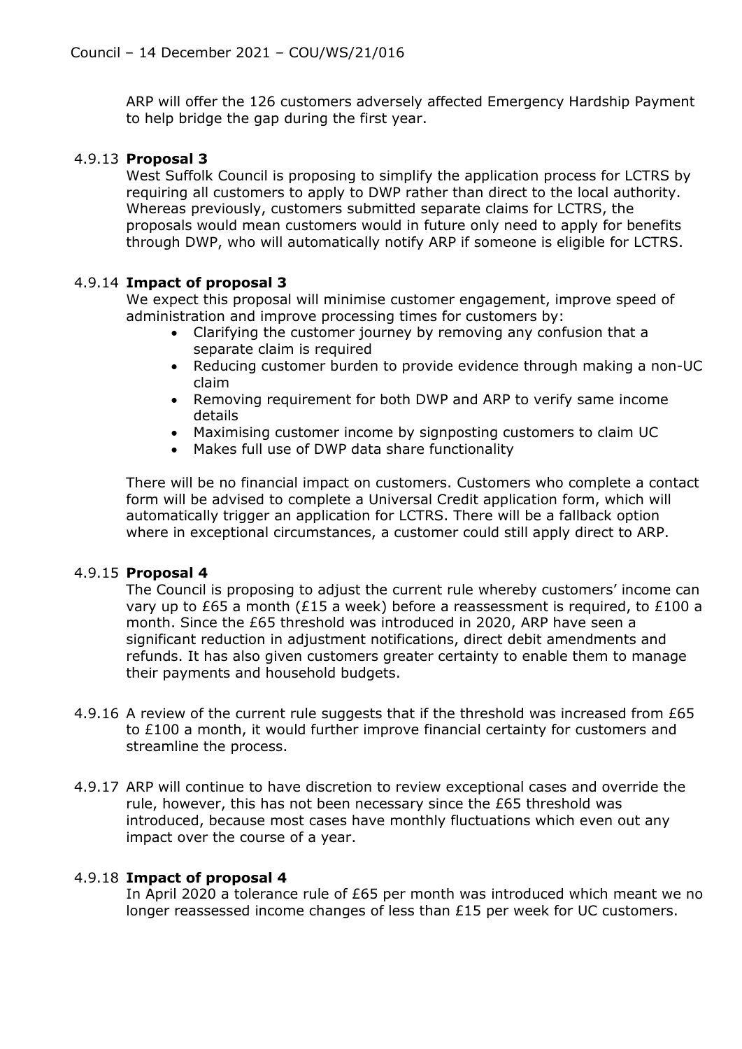ARP will offer the 126 customers adversely affected Emergency Hardship Payment to help bridge the gap during the first year.

4.9.13 **Proposal 3**

West Suffolk Council is proposing to simplify the application process for LCTRS by requiring all customers to apply to DWP rather than direct to the local authority. Whereas previously, customers submitted separate claims for LCTRS, the proposals would mean customers would in future only need to apply for benefits through DWP, who will automatically notify ARP if someone is eligible for LCTRS.

4.9.14 **Impact of proposal 3**

We expect this proposal will minimise customer engagement, improve speed of administration and improve processing times for customers by:

- Clarifying the customer journey by removing any confusion that a separate claim is required
- Reducing customer burden to provide evidence through making a non-UC claim
- Removing requirement for both DWP and ARP to verify same income details
- Maximising customer income by signposting customers to claim UC
- Makes full use of DWP data share functionality

There will be no financial impact on customers. Customers who complete a contact form will be advised to complete a Universal Credit application form, which will automatically trigger an application for LCTRS. There will be a fallback option where in exceptional circumstances, a customer could still apply direct to ARP.

4.9.15 **Proposal 4**

The Council is proposing to adjust the current rule whereby customers' income can vary up to £65 a month (£15 a week) before a reassessment is required, to £100 a month. Since the £65 threshold was introduced in 2020, ARP have seen a significant reduction in adjustment notifications, direct debit amendments and refunds. It has also given customers greater certainty to enable them to manage their payments and household budgets.

4.9.16 A review of the current rule suggests that if the threshold was increased from £65 to £100 a month, it would further improve financial certainty for customers and streamline the process.

4.9.17 ARP will continue to have discretion to review exceptional cases and override the rule, however, this has not been necessary since the £65 threshold was introduced, because most cases have monthly fluctuations which even out any impact over the course of a year.

4.9.18 **Impact of proposal 4**

In April 2020 a tolerance rule of £65 per month was introduced which meant we no longer reassessed income changes of less than £15 per week for UC customers.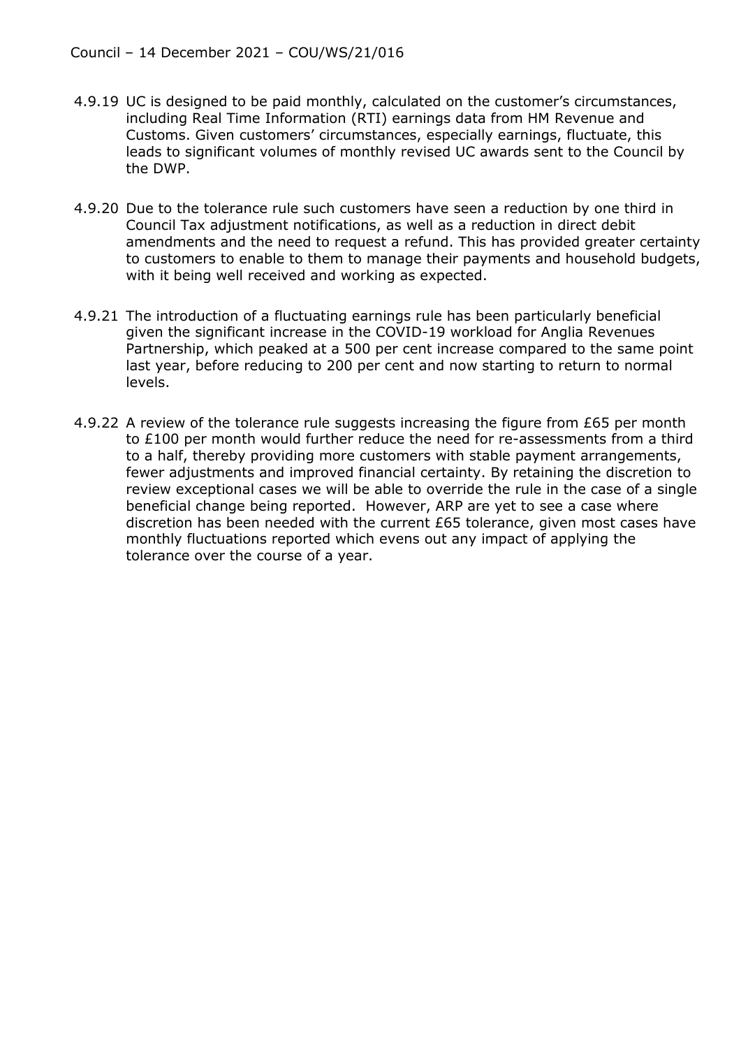4.9.19 UC is designed to be paid monthly, calculated on the customer's circumstances, including Real Time Information (RTI) earnings data from HM Revenue and Customs. Given customers' circumstances, especially earnings, fluctuate, this leads to significant volumes of monthly revised UC awards sent to the Council by the DWP.

4.9.20 Due to the tolerance rule such customers have seen a reduction by one third in Council Tax adjustment notifications, as well as a reduction in direct debit amendments and the need to request a refund. This has provided greater certainty to customers to enable to them to manage their payments and household budgets, with it being well received and working as expected.

4.9.21 The introduction of a fluctuating earnings rule has been particularly beneficial given the significant increase in the COVID-19 workload for Anglia Revenues Partnership, which peaked at a 500 per cent increase compared to the same point last year, before reducing to 200 per cent and now starting to return to normal levels.

4.9.22 A review of the tolerance rule suggests increasing the figure from £65 per month to £100 per month would further reduce the need for re-assessments from a third to a half, thereby providing more customers with stable payment arrangements, fewer adjustments and improved financial certainty. By retaining the discretion to review exceptional cases we will be able to override the rule in the case of a single beneficial change being reported. However, ARP are yet to see a case where discretion has been needed with the current £65 tolerance, given most cases have monthly fluctuations reported which evens out any impact of applying the tolerance over the course of a year.